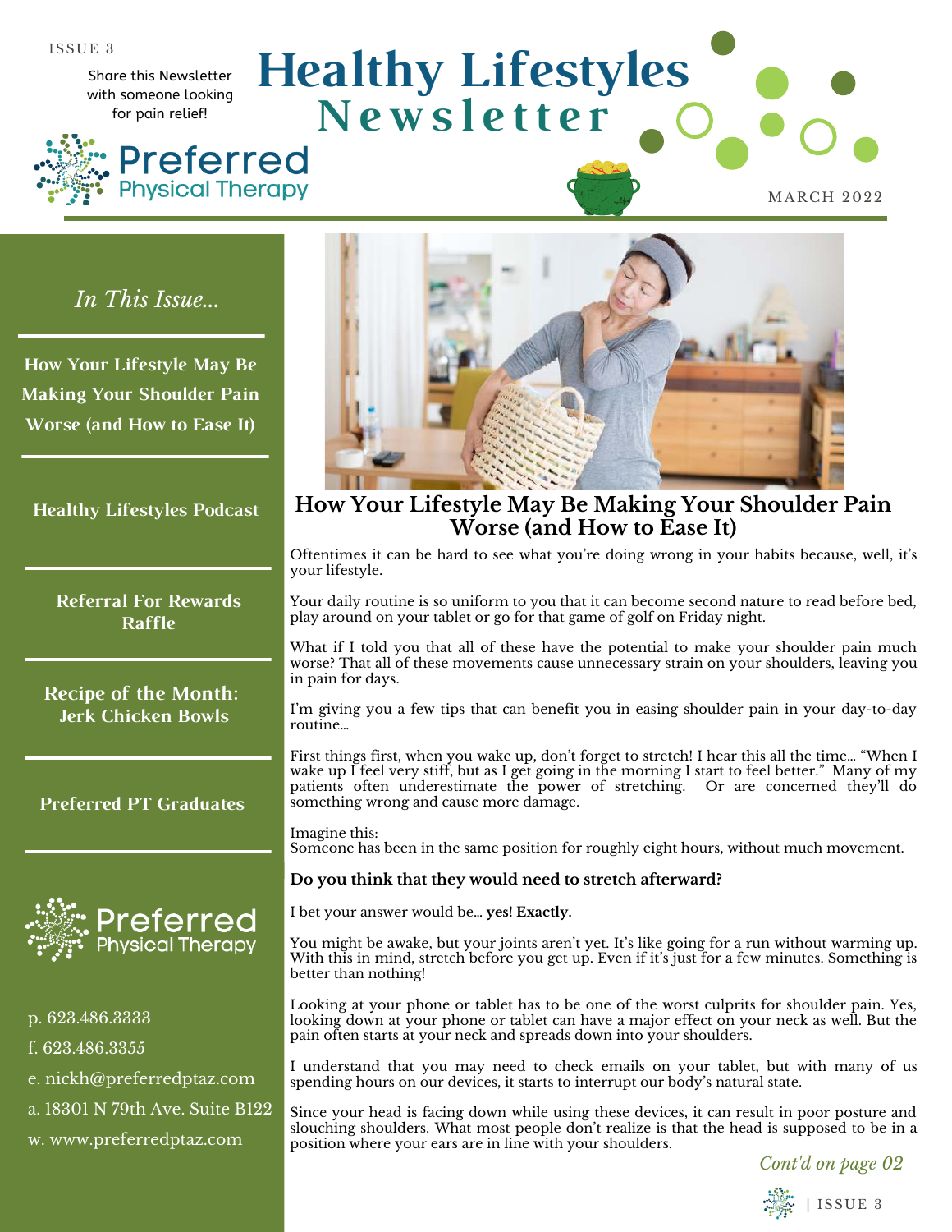ISSUE 3

Share this Newsletter with someone looking for pain relief!

# Healthy Lifestyles Newsletter

Preferred Physical Therapy

MARCH 2022

*In This Issue...*

**How Your Lifestyle May Be Making Your Shoulder Pain Worse (and How to Ease It)**

**Healthy Lifestyles Podcast**

**Referral For Rewards Raffle**

**Recipe of the Month: Jerk Chicken Bowls**

**Preferred PT Graduates**

Preferred Physical Therapy

p. 623.486.3333

f. 623.486.3355

e. nickh@preferredptaz.com

a. 18301 N 79th Ave. Suite B122

w. www.preferredptaz.com

## How Your Lifestyle May Be Making Your Shoulder Pain Worse (and How to Ease It)

Oftentimes it can be hard to see what you're doing wrong in your habits because, well, it's your lifestyle.

Your daily routine is so uniform to you that it can become second nature to read before bed, play around on your tablet or go for that game of golf on Friday night.

What if I told you that all of these have the potential to make your shoulder pain much worse? That all of these movements cause unnecessary strain on your shoulders, leaving you in pain for days.

I'm giving you a few tips that can benefit you in easing shoulder pain in your day-to-day routine...

First things first, when you wake up, don't forget to stretch! I hear this all the time... "When I wake up I feel very stiff, but as I get going in the morning I start to feel better." Many of my patients often underestimate the power of stretching. Or are concerned they'll do something wrong and cause more damage.

Imagine this:
Someone has been in the same position for roughly eight hours, without much movement.

**Do you think that they would need to stretch afterward?**

I bet your answer would be... **yes! Exactly.**

You might be awake, but your joints aren't yet. It's like going for a run without warming up. With this in mind, stretch before you get up. Even if it's just for a few minutes. Something is better than nothing!

Looking at your phone or tablet has to be one of the worst culprits for shoulder pain. Yes, looking down at your phone or tablet can have a major effect on your neck as well. But the pain often starts at your neck and spreads down into your shoulders.

I understand that you may need to check emails on your tablet, but with many of us spending hours on our devices, it starts to interrupt our body's natural state.

Since your head is facing down while using these devices, it can result in poor posture and slouching shoulders. What most people don't realize is that the head is supposed to be in a position where your ears are in line with your shoulders.

*Cont'd on page 02*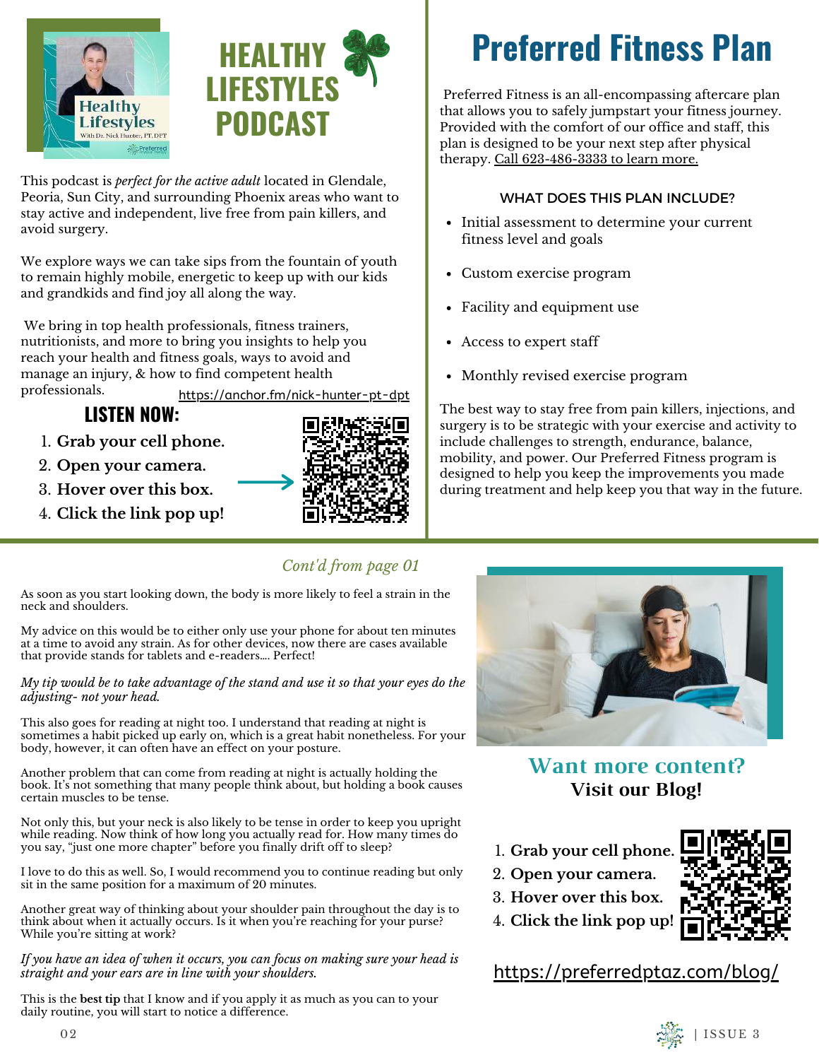# HEALTHY LIFESTYLES PODCAST

This podcast is *perfect for the active adult* located in Glendale, Peoria, Sun City, and surrounding Phoenix areas who want to stay active and independent, live free from pain killers, and avoid surgery.

We explore ways we can take sips from the fountain of youth to remain highly mobile, energetic to keep up with our kids and grandkids and find joy all along the way.

We bring in top health professionals, fitness trainers, nutritionists, and more to bring you insights to help you reach your health and fitness goals, ways to avoid and manage an injury, & how to find competent health professionals.

https://anchor.fm/nick-hunter-pt-dpt

## LISTEN NOW:

1. **Grab your cell phone.**
2. **Open your camera.**
3. **Hover over this box.**
4. **Click the link pop up!**

# Preferred Fitness Plan

Preferred Fitness is an all-encompassing aftercare plan that allows you to safely jumpstart your fitness journey. Provided with the comfort of our office and staff, this plan is designed to be your next step after physical therapy. Call 623-486-3333 to learn more.

### WHAT DOES THIS PLAN INCLUDE?

- Initial assessment to determine your current fitness level and goals
- Custom exercise program
- Facility and equipment use
- Access to expert staff
- Monthly revised exercise program

The best way to stay free from pain killers, injections, and surgery is to be strategic with your exercise and activity to include challenges to strength, endurance, balance, mobility, and power. Our Preferred Fitness program is designed to help you keep the improvements you made during treatment and help keep you that way in the future.

*Cont'd from page 01*

As soon as you start looking down, the body is more likely to feel a strain in the neck and shoulders.

My advice on this would be to either only use your phone for about ten minutes at a time to avoid any strain. As for other devices, now there are cases available that provide stands for tablets and e-readers.... Perfect!

*My tip would be to take advantage of the stand and use it so that your eyes do the adjusting- not your head.*

This also goes for reading at night too. I understand that reading at night is sometimes a habit picked up early on, which is a great habit nonetheless. For your body, however, it can often have an effect on your posture.

Another problem that can come from reading at night is actually holding the book. It's not something that many people think about, but holding a book causes certain muscles to be tense.

Not only this, but your neck is also likely to be tense in order to keep you upright while reading. Now think of how long you actually read for. How many times do you say, "just one more chapter" before you finally drift off to sleep?

I love to do this as well. So, I would recommend you to continue reading but only sit in the same position for a maximum of 20 minutes.

Another great way of thinking about your shoulder pain throughout the day is to think about when it actually occurs. Is it when you're reaching for your purse? While you're sitting at work?

*If you have an idea of when it occurs, you can focus on making sure your head is straight and your ears are in line with your shoulders.*

This is the **best tip** that I know and if you apply it as much as you can to your daily routine, you will start to notice a difference.

## Want more content?
**Visit our Blog!**

1. **Grab your cell phone.**
2. **Open your camera.**
3. **Hover over this box.**
4. **Click the link pop up!**

https://preferredptaz.com/blog/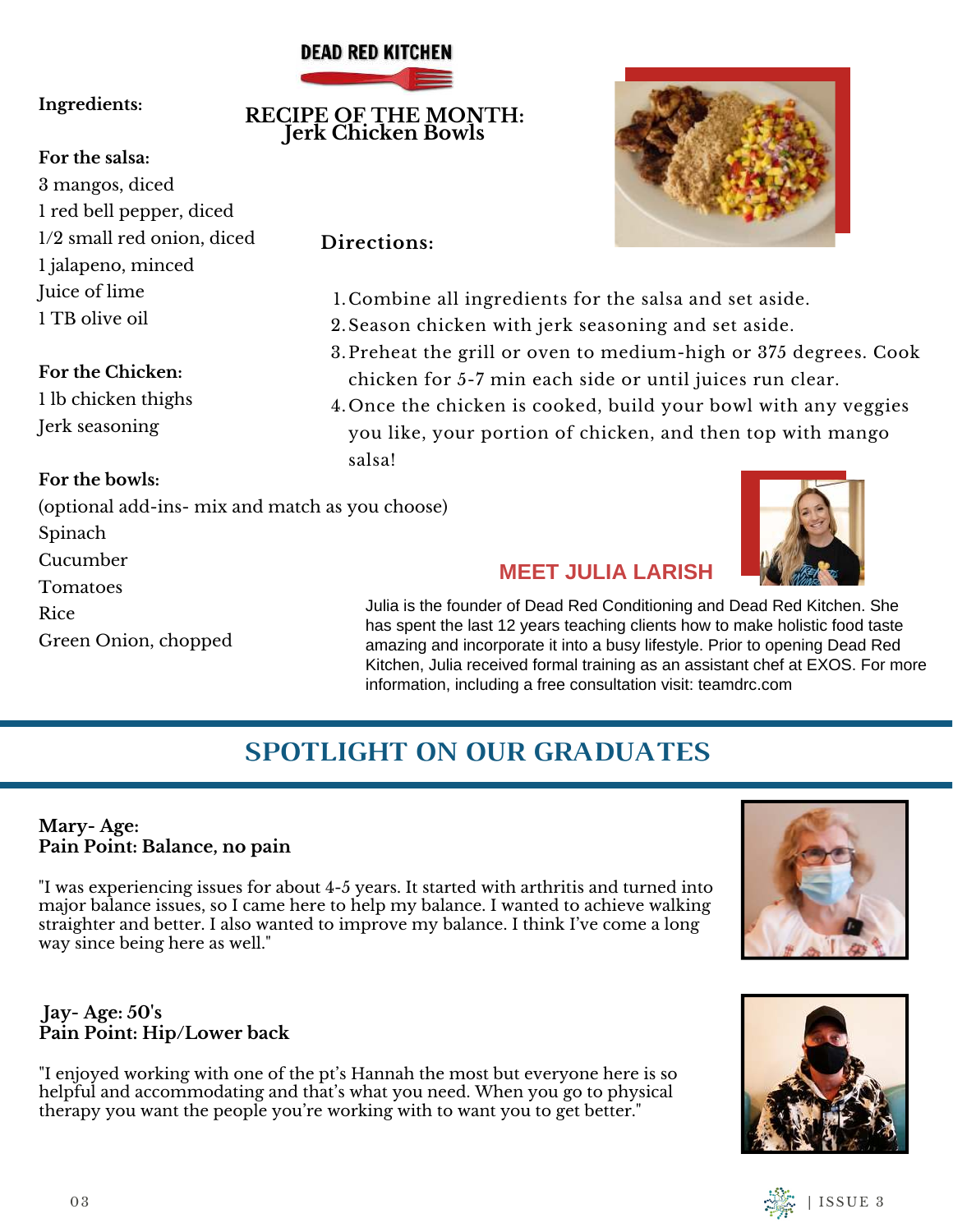DEAD RED KITCHEN

## RECIPE OF THE MONTH: Jerk Chicken Bowls

**Ingredients:**

**For the salsa:**

3 mangos, diced
1 red bell pepper, diced
1/2 small red onion, diced
1 jalapeno, minced
Juice of lime
1 TB olive oil

**For the Chicken:**

1 lb chicken thighs
Jerk seasoning

**For the bowls:**

(optional add-ins- mix and match as you choose)
Spinach
Cucumber
Tomatoes
Rice
Green Onion, chopped

**Directions:**

1. Combine all ingredients for the salsa and set aside.
2. Season chicken with jerk seasoning and set aside.
3. Preheat the grill or oven to medium-high or 375 degrees. Cook chicken for 5-7 min each side or until juices run clear.
4. Once the chicken is cooked, build your bowl with any veggies you like, your portion of chicken, and then top with mango salsa!

### MEET JULIA LARISH

Julia is the founder of Dead Red Conditioning and Dead Red Kitchen. She has spent the last 12 years teaching clients how to make holistic food taste amazing and incorporate it into a busy lifestyle. Prior to opening Dead Red Kitchen, Julia received formal training as an assistant chef at EXOS. For more information, including a free consultation visit: teamdrc.com

## SPOTLIGHT ON OUR GRADUATES

**Mary- Age:**
**Pain Point: Balance, no pain**

"I was experiencing issues for about 4-5 years. It started with arthritis and turned into major balance issues, so I came here to help my balance. I wanted to achieve walking straighter and better. I also wanted to improve my balance. I think I've come a long way since being here as well."

**Jay- Age: 50's**
**Pain Point: Hip/Lower back**

"I enjoyed working with one of the pt's Hannah the most but everyone here is so helpful and accommodating and that's what you need. When you go to physical therapy you want the people you're working with to want you to get better."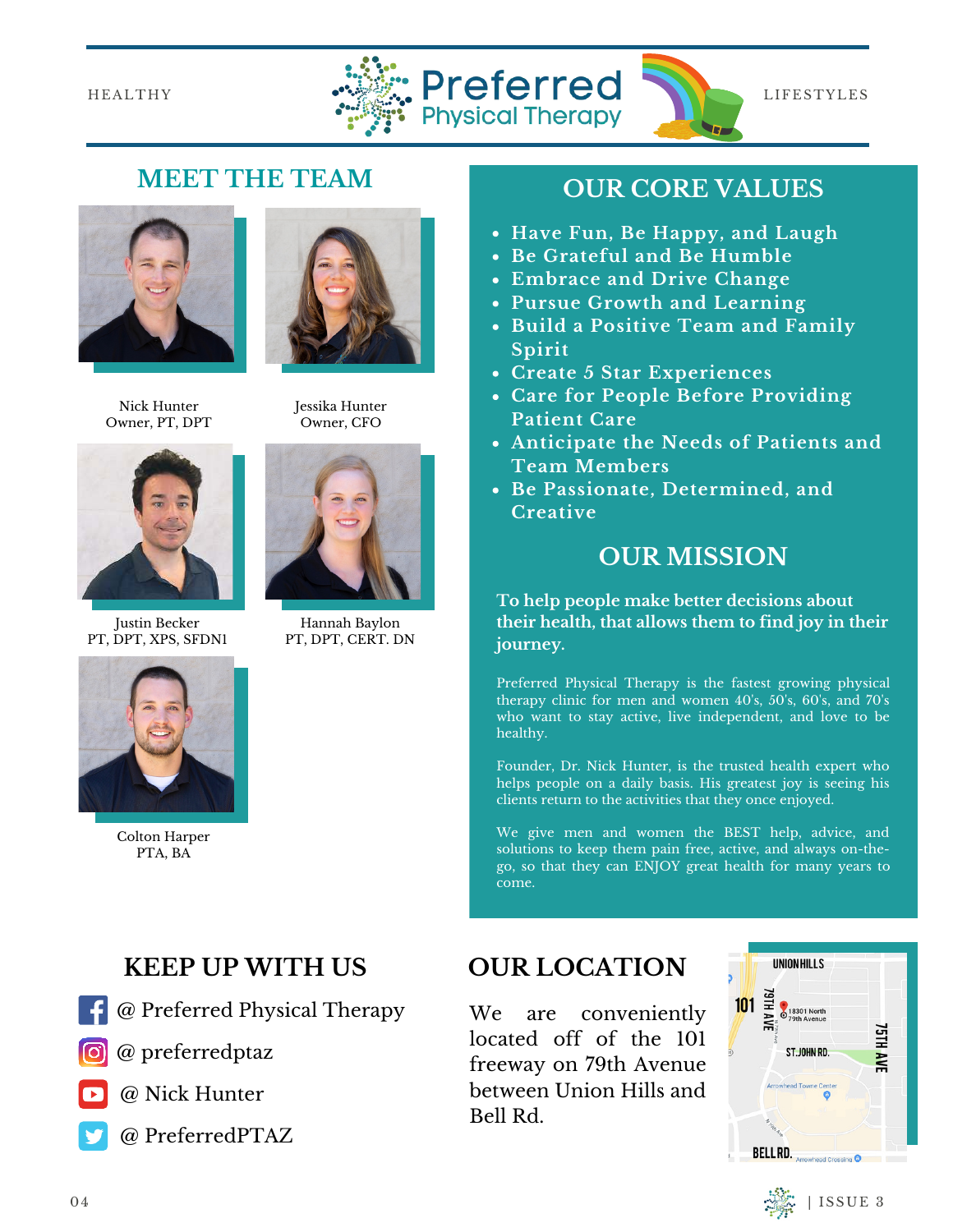HEALTHY

Preferred Physical Therapy

LIFESTYLES

## MEET THE TEAM

Nick Hunter
Owner, PT, DPT

Jessika Hunter
Owner, CFO

Justin Becker
PT, DPT, XPS, SFDN1

Hannah Baylon
PT, DPT, CERT. DN

Colton Harper
PTA, BA

## OUR CORE VALUES

- Have Fun, Be Happy, and Laugh
- Be Grateful and Be Humble
- Embrace and Drive Change
- Pursue Growth and Learning
- Build a Positive Team and Family Spirit
- Create 5 Star Experiences
- Care for People Before Providing Patient Care
- Anticipate the Needs of Patients and Team Members
- Be Passionate, Determined, and Creative

## OUR MISSION

**To help people make better decisions about their health, that allows them to find joy in their journey.**

Preferred Physical Therapy is the fastest growing physical therapy clinic for men and women 40's, 50's, 60's, and 70's who want to stay active, live independent, and love to be healthy.

Founder, Dr. Nick Hunter, is the trusted health expert who helps people on a daily basis. His greatest joy is seeing his clients return to the activities that they once enjoyed.

We give men and women the BEST help, advice, and solutions to keep them pain free, active, and always on-the-go, so that they can ENJOY great health for many years to come.

## KEEP UP WITH US

- @ Preferred Physical Therapy
- @ preferredptaz
- @ Nick Hunter
- @ PreferredPTAZ

## OUR LOCATION

We are conveniently located off of the 101 freeway on 79th Avenue between Union Hills and Bell Rd.

UNION HILLS
101
79TH AVE
18301 North 79th Avenue
ST. JOHN RD.
75TH AVE
Arrowhead Towne Center
BELL RD.
Arrowhead Crossing